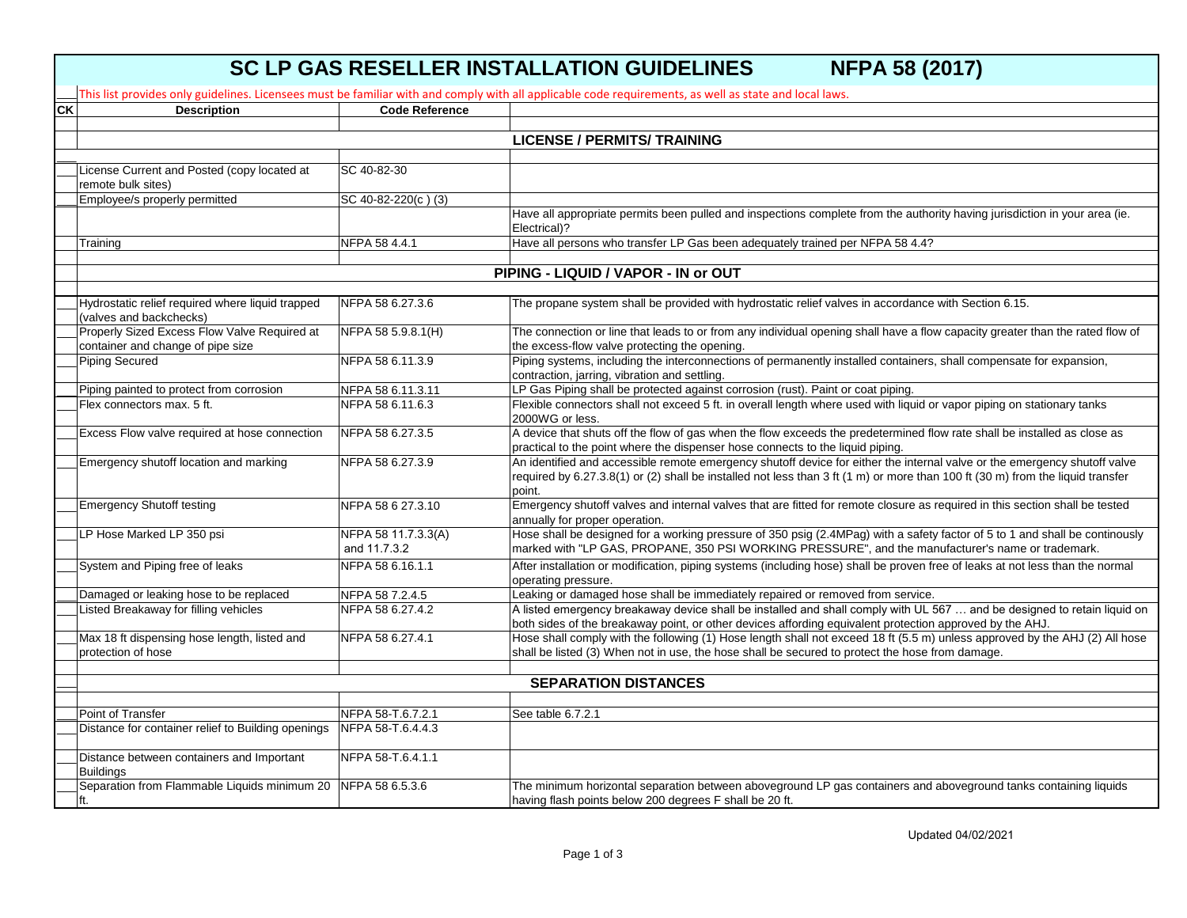# SC LP GAS RESELLER INSTALLATION GUIDELINES NFPA 58 (2017)

This list provides only guidelines. Licensees must be familiar with and comply with all applicable code requirements, as well as state and local laws.

| CK | Description | Code Reference | |
|---|---|---|---|
| | | | |
| | **LICENSE / PERMITS/ TRAINING** | | |
| | | | |
| ___ | License Current and Posted (copy located at remote bulk sites) | SC 40-82-30 | |
| ___ | Employee/s properly permitted | SC 40-82-220(c ) (3) | |
| ___ | | | Have all appropriate permits been pulled and inspections complete from the authority having jurisdiction in your area (ie. Electrical)? |
| ___ | Training | NFPA 58 4.4.1 | Have all persons who transfer LP Gas been adequately trained per NFPA 58 4.4? |
| | | | |
| | **PIPING - LIQUID / VAPOR - IN or OUT** | | |
| | | | |
| ___ | Hydrostatic relief required where liquid trapped (valves and backchecks) | NFPA 58 6.27.3.6 | The propane system shall be provided with hydrostatic relief valves in accordance with Section 6.15. |
| ___ | Properly Sized Excess Flow Valve Required at container and change of pipe size | NFPA 58 5.9.8.1(H) | The connection or line that leads to or from any individual opening shall have a flow capacity greater than the rated flow of the excess-flow valve protecting the opening. |
| ___ | Piping Secured | NFPA 58 6.11.3.9 | Piping systems, including the interconnections of permanently installed containers, shall compensate for expansion, contraction, jarring, vibration and settling. |
| ___ | Piping painted to protect from corrosion | NFPA 58 6.11.3.11 | LP Gas Piping shall be protected against corrosion (rust). Paint or coat piping. |
| ___ | Flex connectors max. 5 ft. | NFPA 58 6.11.6.3 | Flexible connectors shall not exceed 5 ft. in overall length where used with liquid or vapor piping on stationary tanks 2000WG or less. |
| ___ | Excess Flow valve required at hose connection | NFPA 58 6.27.3.5 | A device that shuts off the flow of gas when the flow exceeds the predetermined flow rate shall be installed as close as practical to the point where the dispenser hose connects to the liquid piping. |
| ___ | Emergency shutoff location and marking | NFPA 58 6.27.3.9 | An identified and accessible remote emergency shutoff device for either the internal valve or the emergency shutoff valve required by 6.27.3.8(1) or (2) shall be installed not less than 3 ft (1 m) or more than 100 ft (30 m) from the liquid transfer point. |
| ___ | Emergency Shutoff testing | NFPA 58 6 27.3.10 | Emergency shutoff valves and internal valves that are fitted for remote closure as required in this section shall be tested annually for proper operation. |
| ___ | LP Hose Marked LP 350 psi | NFPA 58 11.7.3.3(A) and 11.7.3.2 | Hose shall be designed for a working pressure of 350 psig (2.4MPag) with a safety factor of 5 to 1 and shall be continously marked with "LP GAS, PROPANE, 350 PSI WORKING PRESSURE", and the manufacturer's name or trademark. |
| ___ | System and Piping free of leaks | NFPA 58 6.16.1.1 | After installation or modification, piping systems (including hose) shall be proven free of leaks at not less than the normal operating pressure. |
| ___ | Damaged or leaking hose to be replaced | NFPA 58 7.2.4.5 | Leaking or damaged hose shall be immediately repaired or removed from service. |
| ___ | Listed Breakaway for filling vehicles | NFPA 58 6.27.4.2 | A listed emergency breakaway device shall be installed and shall comply with UL 567 … and be designed to retain liquid on both sides of the breakaway point, or other devices affording equivalent protection approved by the AHJ. |
| ___ | Max 18 ft dispensing hose length, listed and protection of hose | NFPA 58 6.27.4.1 | Hose shall comply with the following (1) Hose length shall not exceed 18 ft (5.5 m) unless approved by the AHJ (2) All hose shall be listed (3) When not in use, the hose shall be secured to protect the hose from damage. |
| | | | |
| ___ | **SEPARATION DISTANCES** | | |
| | | | |
| ___ | Point of Transfer | NFPA 58-T.6.7.2.1 | See table 6.7.2.1 |
| ___ | Distance for container relief to Building openings | NFPA 58-T.6.4.4.3 | |
| ___ | Distance between containers and Important Buildings | NFPA 58-T.6.4.1.1 | |
| ___ | Separation from Flammable Liquids minimum 20 ft. | NFPA 58 6.5.3.6 | The minimum horizontal separation between aboveground LP gas containers and aboveground tanks containing liquids having flash points below 200 degrees F shall be 20 ft. |

Updated 04/02/2021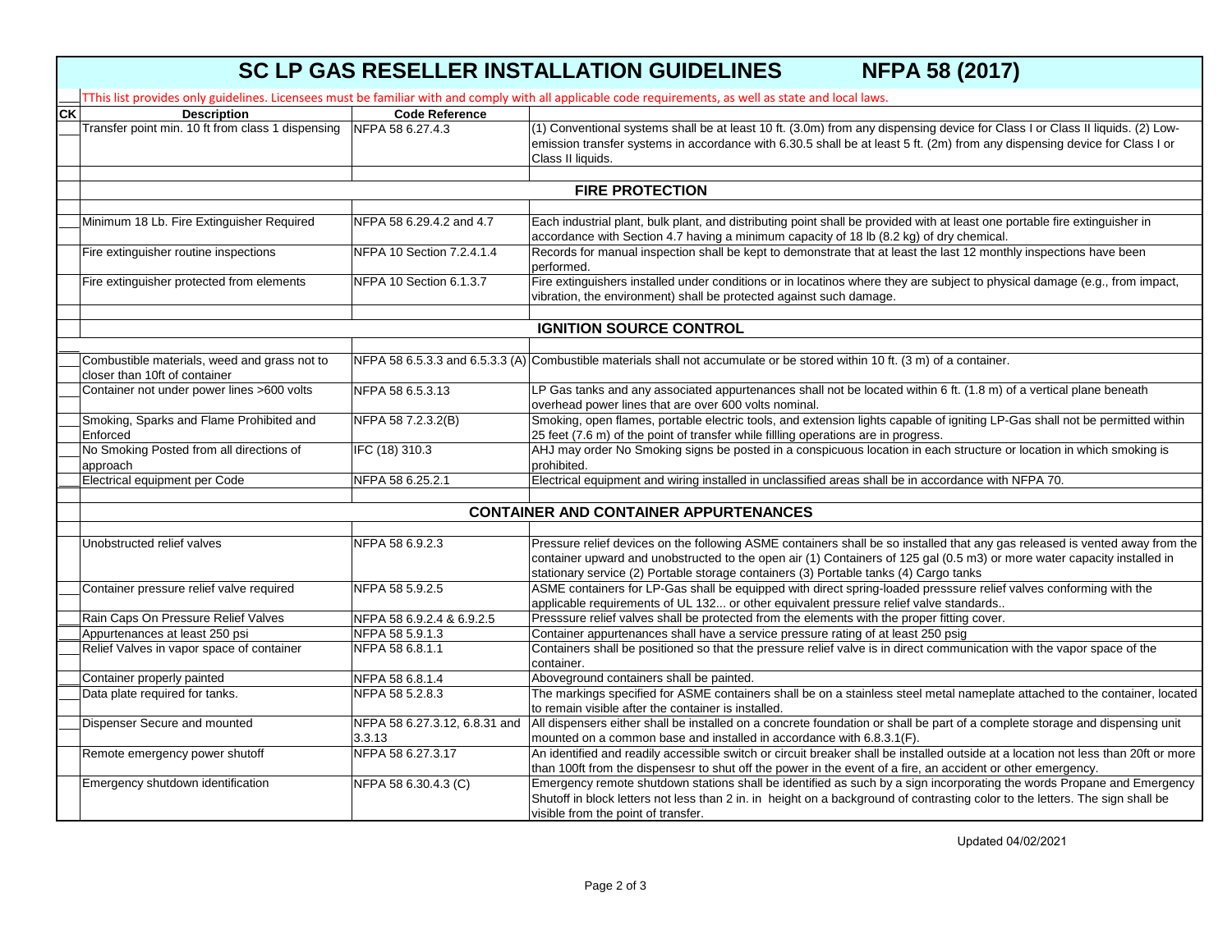# SC LP GAS RESELLER INSTALLATION GUIDELINES NFPA 58 (2017)

TThis list provides only guidelines. Licensees must be familiar with and comply with all applicable code requirements, as well as state and local laws.

| CK | Description | Code Reference | |
|---|---|---|---|
| | Transfer point min. 10 ft from class 1 dispensing | NFPA 58 6.27.4.3 | (1) Conventional systems shall be at least 10 ft. (3.0m) from any dispensing device for Class I or Class II liquids. (2) Low-emission transfer systems in accordance with 6.30.5 shall be at least 5 ft. (2m) from any dispensing device for Class I or Class II liquids. |
| | | | |
| | **FIRE PROTECTION** | | |
| | | | |
| | Minimum 18 Lb. Fire Extinguisher Required | NFPA 58 6.29.4.2 and 4.7 | Each industrial plant, bulk plant, and distributing point shall be provided with at least one portable fire extinguisher in accordance with Section 4.7 having a minimum capacity of 18 lb (8.2 kg) of dry chemical. |
| | Fire extinguisher routine inspections | NFPA 10 Section 7.2.4.1.4 | Records for manual inspection shall be kept to demonstrate that at least the last 12 monthly inspections have been performed. |
| | Fire extinguisher protected from elements | NFPA 10 Section 6.1.3.7 | Fire extinguishers installed under conditions or in locatinos where they are subject to physical damage (e.g., from impact, vibration, the environment) shall be protected against such damage. |
| | | | |
| | **IGNITION SOURCE CONTROL** | | |
| | | | |
| | Combustible materials, weed and grass not to closer than 10ft of container | NFPA 58 6.5.3.3 and 6.5.3.3 (A) | Combustible materials shall not accumulate or be stored within 10 ft. (3 m) of a container. |
| | Container not under power lines >600 volts | NFPA 58 6.5.3.13 | LP Gas tanks and any associated appurtenances shall not be located within 6 ft. (1.8 m) of a vertical plane beneath overhead power lines that are over 600 volts nominal. |
| | Smoking, Sparks and Flame Prohibited and Enforced | NFPA 58 7.2.3.2(B) | Smoking, open flames, portable electric tools, and extension lights capable of igniting LP-Gas shall not be permitted within 25 feet (7.6 m) of the point of transfer while fillling operations are in progress. |
| | No Smoking Posted from all directions of approach | IFC (18) 310.3 | AHJ may order No Smoking signs be posted in a conspicuous location in each structure or location in which smoking is prohibited. |
| | Electrical equipment per Code | NFPA 58 6.25.2.1 | Electrical equipment and wiring installed in unclassified areas shall be in accordance with NFPA 70. |
| | | | |
| | **CONTAINER AND CONTAINER APPURTENANCES** | | |
| | | | |
| | Unobstructed relief valves | NFPA 58 6.9.2.3 | Pressure relief devices on the following ASME containers shall be so installed that any gas released is vented away from the container upward and unobstructed to the open air (1) Containers of 125 gal (0.5 m3) or more water capacity installed in stationary service (2) Portable storage containers (3) Portable tanks (4) Cargo tanks |
| | Container pressure relief valve required | NFPA 58 5.9.2.5 | ASME containers for LP-Gas shall be equipped with direct spring-loaded presssure relief valves conforming with the applicable requirements of UL 132... or other equivalent pressure relief valve standards.. |
| | Rain Caps On Pressure Relief Valves | NFPA 58 6.9.2.4 & 6.9.2.5 | Presssure relief valves shall be protected from the elements with the proper fitting cover. |
| | Appurtenances at least 250 psi | NFPA 58 5.9.1.3 | Container appurtenances shall have a service pressure rating of at least 250 psig |
| | Relief Valves in vapor space of container | NFPA 58 6.8.1.1 | Containers shall be positioned so that the pressure relief valve is in direct communication with the vapor space of the container. |
| | Container properly painted | NFPA 58 6.8.1.4 | Aboveground containers shall be painted. |
| | Data plate required for tanks. | NFPA 58 5.2.8.3 | The markings specified for ASME containers shall be on a stainless steel metal nameplate attached to the container, located to remain visible after the container is installed. |
| | Dispenser Secure and mounted | NFPA 58 6.27.3.12, 6.8.31 and 3.3.13 | All dispensers either shall be installed on a concrete foundation or shall be part of a complete storage and dispensing unit mounted on a common base and installed in accordance with 6.8.3.1(F). |
| | Remote emergency power shutoff | NFPA 58 6.27.3.17 | An identified and readily accessible switch or circuit breaker shall be installed outside at a location not less than 20ft or more than 100ft from the dispensesr to shut off the power in the event of a fire, an accident or other emergency. |
| | Emergency shutdown identification | NFPA 58 6.30.4.3 (C) | Emergency remote shutdown stations shall be identified as such by a sign incorporating the words Propane and Emergency Shutoff in block letters not less than 2 in. in height on a background of contrasting color to the letters. The sign shall be visible from the point of transfer. |

Updated 04/02/2021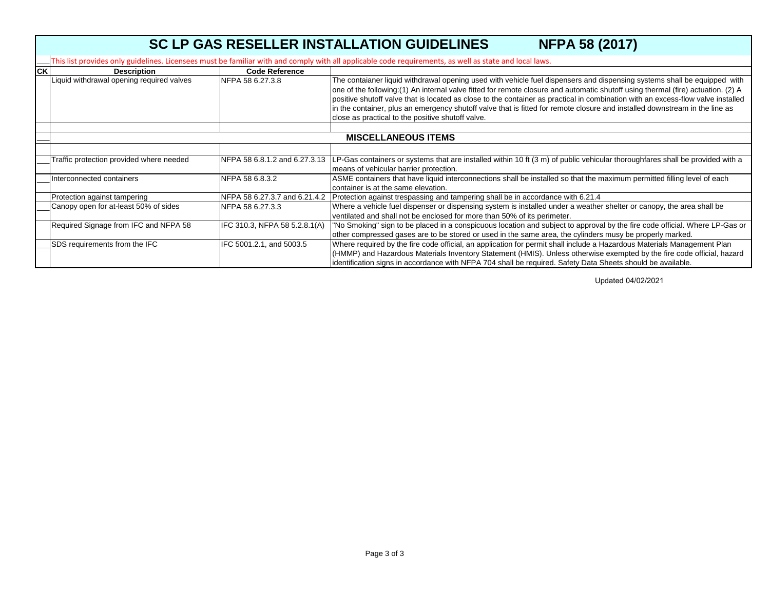# SC LP GAS RESELLER INSTALLATION GUIDELINES NFPA 58 (2017)

This list provides only guidelines. Licensees must be familiar with and comply with all applicable code requirements, as well as state and local laws.

| CK | Description | Code Reference | |
|---|---|---|---|
| | Liquid withdrawal opening required valves | NFPA 58 6.27.3.8 | The contaianer liquid withdrawal opening used with vehicle fuel dispensers and dispensing systems shall be equipped with one of the following:(1) An internal valve fitted for remote closure and automatic shutoff using thermal (fire) actuation. (2) A positive shutoff valve that is located as close to the container as practical in combination with an excess-flow valve installed in the container, plus an emergency shutoff valve that is fitted for remote closure and installed downstream in the line as close as practical to the positive shutoff valve. |
| | | | |
| ___ | **MISCELLANEOUS ITEMS** | | |
| | | | |
| ___ | Traffic protection provided where needed | NFPA 58 6.8.1.2 and 6.27.3.13 | LP-Gas containers or systems that are installed within 10 ft (3 m) of public vehicular thoroughfares shall be provided with a means of vehicular barrier protection. |
| ___ | Interconnected containers | NFPA 58 6.8.3.2 | ASME containers that have liquid interconnections shall be installed so that the maximum permitted filling level of each container is at the same elevation. |
| | Protection against tampering | NFPA 58 6.27.3.7 and 6.21.4.2 | Protection against trespassing and tampering shall be in accordance with 6.21.4 |
| ___ | Canopy open for at-least 50% of sides | NFPA 58 6.27.3.3 | Where a vehicle fuel dispenser or dispensing system is installed under a weather shelter or canopy, the area shall be ventilated and shall not be enclosed for more than 50% of its perimeter. |
| | Required Signage from IFC and NFPA 58 | IFC 310.3, NFPA 58 5.2.8.1(A) | "No Smoking" sign to be placed in a conspicuous location and subject to approval by the fire code official. Where LP-Gas or other compressed gases are to be stored or used in the same area, the cylinders musy be properly marked. |
| ___ | SDS requirements from the IFC | IFC 5001.2.1, and 5003.5 | Where required by the fire code official, an application for permit shall include a Hazardous Materials Management Plan (HMMP) and Hazardous Materials Inventory Statement (HMIS). Unless otherwise exempted by the fire code official, hazard identification signs in accordance with NFPA 704 shall be required. Safety Data Sheets should be available. |

Updated 04/02/2021